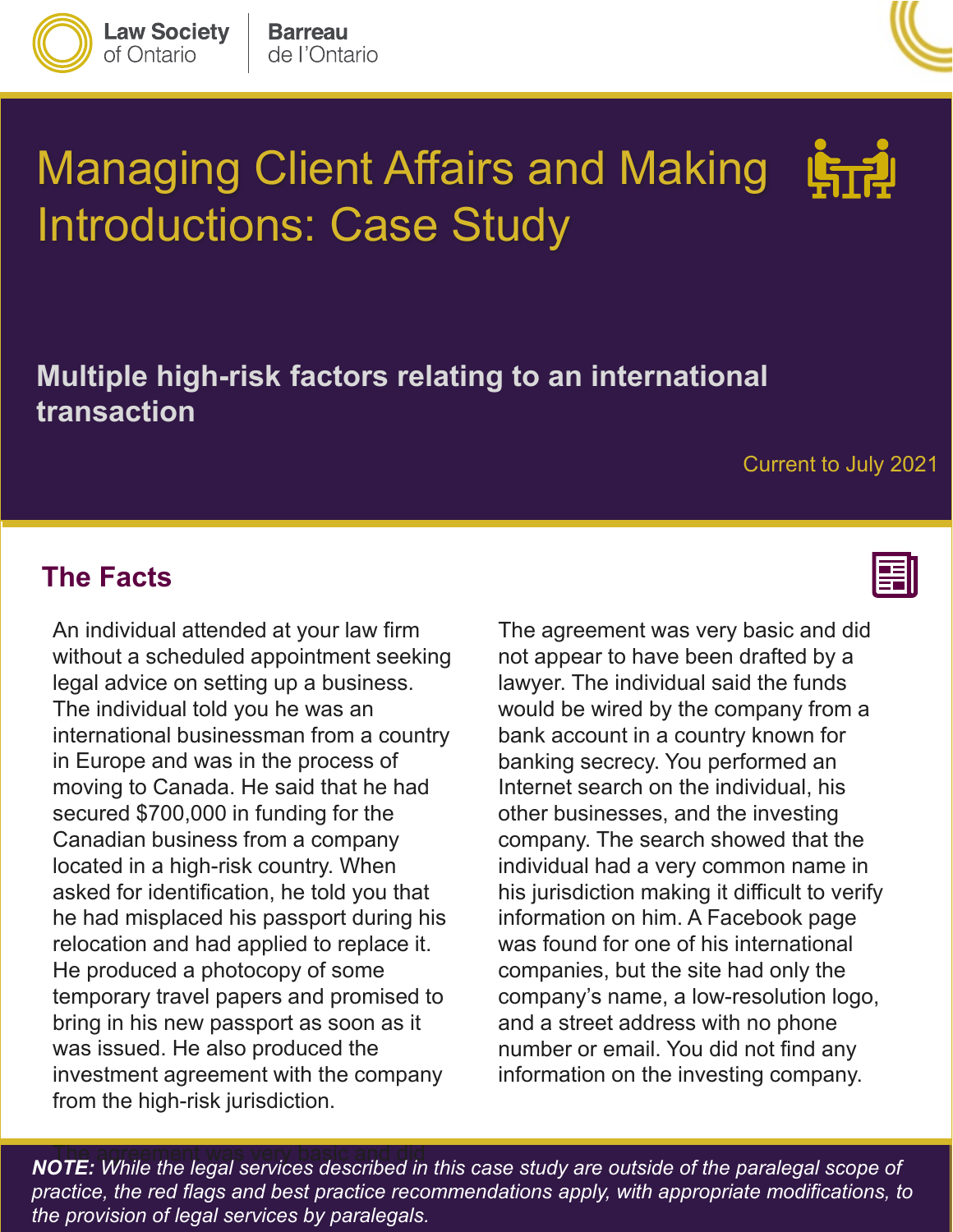Law Society of Ontario | Barreau de l'Ontario

# Managing Client Affairs and Making Introductions: Case Study

## Multiple high-risk factors relating to an international transaction

Current to July 2021

## The Facts

An individual attended at your law firm without a scheduled appointment seeking legal advice on setting up a business. The individual told you he was an international businessman from a country in Europe and was in the process of moving to Canada. He said that he had secured $700,000 in funding for the Canadian business from a company located in a high-risk country. When asked for identification, he told you that he had misplaced his passport during his relocation and had applied to replace it. He produced a photocopy of some temporary travel papers and promised to bring in his new passport as soon as it was issued. He also produced the investment agreement with the company from the high-risk jurisdiction.

The agreement was very basic and did not appear to have been drafted by a lawyer. The individual said the funds would be wired by the company from a bank account in a country known for banking secrecy. You performed an Internet search on the individual, his other businesses, and the investing company. The search showed that the individual had a very common name in his jurisdiction making it difficult to verify information on him. A Facebook page was found for one of his international companies, but the site had only the company's name, a low-resolution logo, and a street address with no phone number or email. You did not find any information on the investing company.

***NOTE:*** *While the legal services described in this case study are outside of the paralegal scope of practice, the red flags and best practice recommendations apply, with appropriate modifications, to the provision of legal services by paralegals.*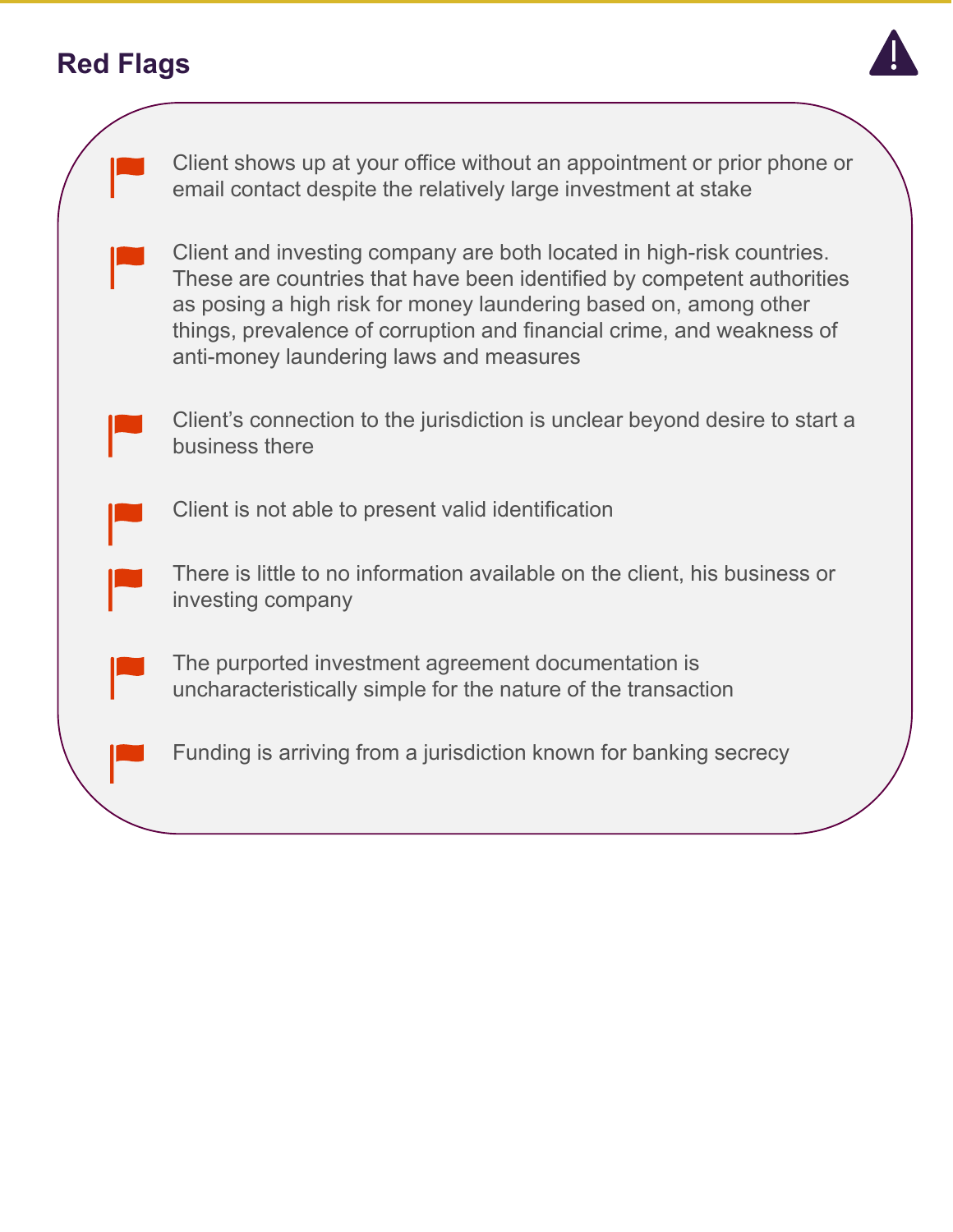## Red Flags

- Client shows up at your office without an appointment or prior phone or email contact despite the relatively large investment at stake
- Client and investing company are both located in high-risk countries. These are countries that have been identified by competent authorities as posing a high risk for money laundering based on, among other things, prevalence of corruption and financial crime, and weakness of anti-money laundering laws and measures
- Client's connection to the jurisdiction is unclear beyond desire to start a business there
- Client is not able to present valid identification
- There is little to no information available on the client, his business or investing company
- The purported investment agreement documentation is uncharacteristically simple for the nature of the transaction
- Funding is arriving from a jurisdiction known for banking secrecy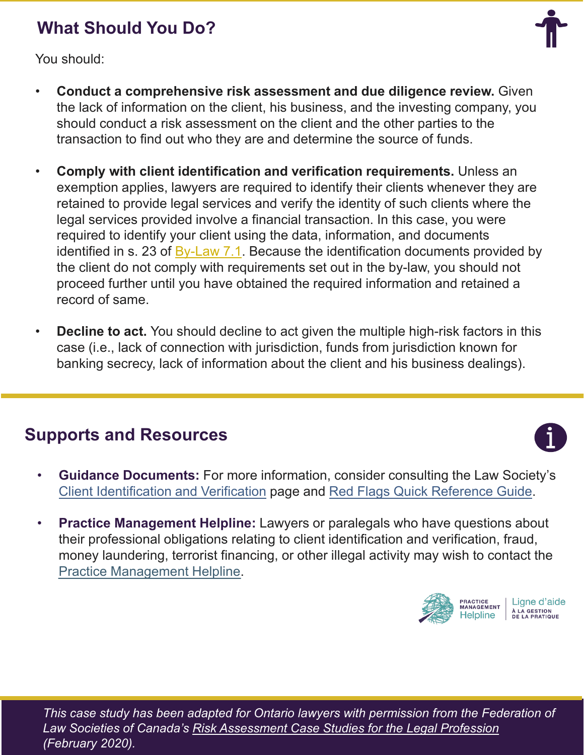## What Should You Do?

You should:

- **Conduct a comprehensive risk assessment and due diligence review.** Given the lack of information on the client, his business, and the investing company, you should conduct a risk assessment on the client and the other parties to the transaction to find out who they are and determine the source of funds.
- **Comply with client identification and verification requirements.** Unless an exemption applies, lawyers are required to identify their clients whenever they are retained to provide legal services and verify the identity of such clients where the legal services provided involve a financial transaction. In this case, you were required to identify your client using the data, information, and documents identified in s. 23 of By-Law 7.1. Because the identification documents provided by the client do not comply with requirements set out in the by-law, you should not proceed further until you have obtained the required information and retained a record of same.
- **Decline to act.** You should decline to act given the multiple high-risk factors in this case (i.e., lack of connection with jurisdiction, funds from jurisdiction known for banking secrecy, lack of information about the client and his business dealings).

## Supports and Resources

- **Guidance Documents:** For more information, consider consulting the Law Society's Client Identification and Verification page and Red Flags Quick Reference Guide.
- **Practice Management Helpline:** Lawyers or paralegals who have questions about their professional obligations relating to client identification and verification, fraud, money laundering, terrorist financing, or other illegal activity may wish to contact the Practice Management Helpline.

Practice Management Helpline | Ligne d'aide à la gestion de la pratique

*This case study has been adapted for Ontario lawyers with permission from the Federation of Law Societies of Canada's Risk Assessment Case Studies for the Legal Profession (February 2020).*